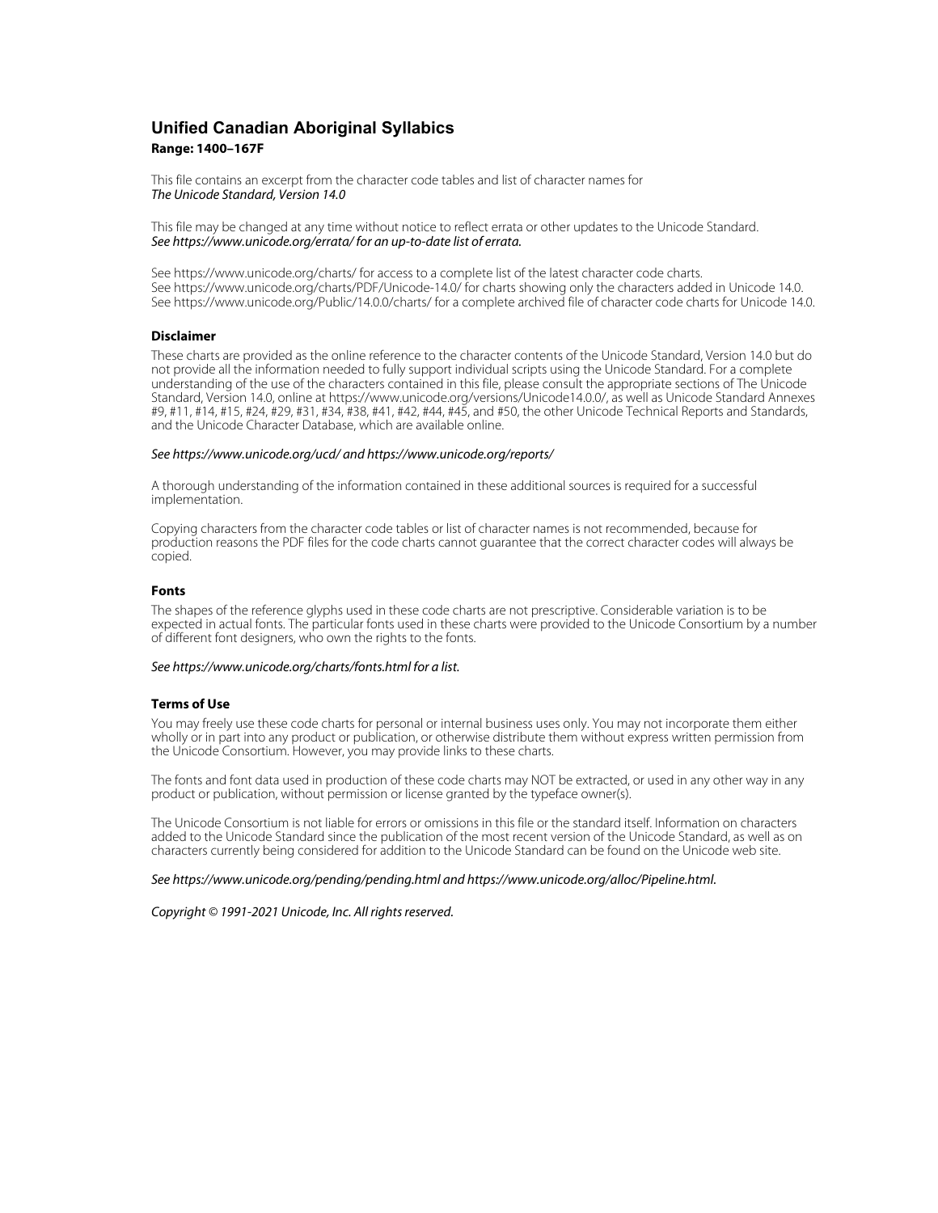# Unified Canadian Aboriginal Syllabics

**Range: 1400–167F**

This file contains an excerpt from the character code tables and list of character names for
*The Unicode Standard, Version 14.0*

This file may be changed at any time without notice to reflect errata or other updates to the Unicode Standard.
*See https://www.unicode.org/errata/ for an up-to-date list of errata.*

See https://www.unicode.org/charts/ for access to a complete list of the latest character code charts.
See https://www.unicode.org/charts/PDF/Unicode-14.0/ for charts showing only the characters added in Unicode 14.0.
See https://www.unicode.org/Public/14.0.0/charts/ for a complete archived file of character code charts for Unicode 14.0.

### Disclaimer

These charts are provided as the online reference to the character contents of the Unicode Standard, Version 14.0 but do not provide all the information needed to fully support individual scripts using the Unicode Standard. For a complete understanding of the use of the characters contained in this file, please consult the appropriate sections of The Unicode Standard, Version 14.0, online at https://www.unicode.org/versions/Unicode14.0.0/, as well as Unicode Standard Annexes #9, #11, #14, #15, #24, #29, #31, #34, #38, #41, #42, #44, #45, and #50, the other Unicode Technical Reports and Standards, and the Unicode Character Database, which are available online.

*See https://www.unicode.org/ucd/ and https://www.unicode.org/reports/*

A thorough understanding of the information contained in these additional sources is required for a successful implementation.

Copying characters from the character code tables or list of character names is not recommended, because for production reasons the PDF files for the code charts cannot guarantee that the correct character codes will always be copied.

### Fonts

The shapes of the reference glyphs used in these code charts are not prescriptive. Considerable variation is to be expected in actual fonts. The particular fonts used in these charts were provided to the Unicode Consortium by a number of different font designers, who own the rights to the fonts.

*See https://www.unicode.org/charts/fonts.html for a list.*

### Terms of Use

You may freely use these code charts for personal or internal business uses only. You may not incorporate them either wholly or in part into any product or publication, or otherwise distribute them without express written permission from the Unicode Consortium. However, you may provide links to these charts.

The fonts and font data used in production of these code charts may NOT be extracted, or used in any other way in any product or publication, without permission or license granted by the typeface owner(s).

The Unicode Consortium is not liable for errors or omissions in this file or the standard itself. Information on characters added to the Unicode Standard since the publication of the most recent version of the Unicode Standard, as well as on characters currently being considered for addition to the Unicode Standard can be found on the Unicode web site.

*See https://www.unicode.org/pending/pending.html and https://www.unicode.org/alloc/Pipeline.html.*

*Copyright © 1991-2021 Unicode, Inc. All rights reserved.*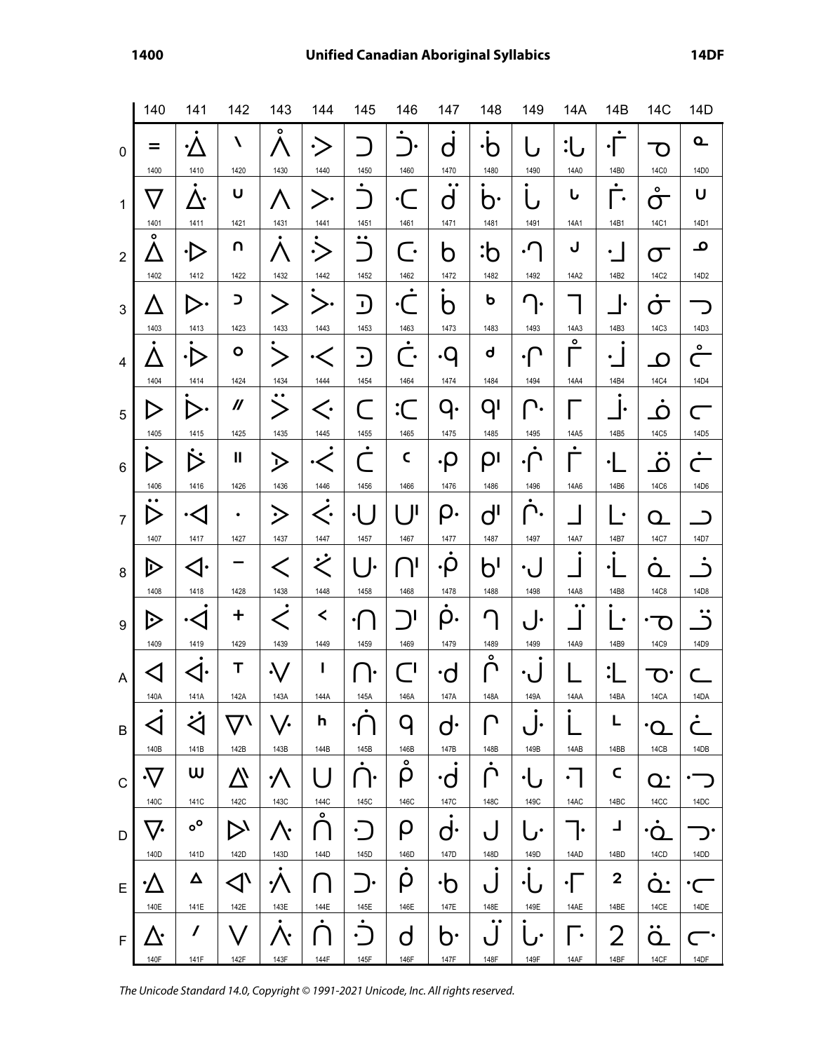| | 140 | 141 | 142 | 143 | 144 | 145 | 146 | 147 | 148 | 149 | 14A | 14B | 14C | 14D |
|---|---|---|---|---|---|---|---|---|---|---|---|---|---|---|
| 0 | ᐀ 1400 | ᐐ 1410 | ᐠ 1420 | ᐰ 1430 | ᑀ 1440 | ᑐ 1450 | ᑠ 1460 | ᑰ 1470 | ᒀ 1480 | ᒐ 1490 | ᒠ 14A0 | ᒰ 14B0 | ᓀ 14C0 | ᓐ 14D0 |
| 1 | ᐁ 1401 | ᐑ 1411 | ᐡ 1421 | ᐱ 1431 | ᑁ 1441 | ᑑ 1451 | ᑡ 1461 | ᑱ 1471 | ᒁ 1481 | ᒑ 1491 | ᒡ 14A1 | ᒱ 14B1 | ᓁ 14C1 | ᓑ 14D1 |
| 2 | ᐂ 1402 | ᐒ 1412 | ᐢ 1422 | ᐲ 1432 | ᑂ 1442 | ᑒ 1452 | ᑢ 1462 | ᑲ 1472 | ᒂ 1482 | ᒒ 1492 | ᒢ 14A2 | ᒲ 14B2 | ᓂ 14C2 | ᓒ 14D2 |
| 3 | ᐃ 1403 | ᐓ 1413 | ᐣ 1423 | ᐳ 1433 | ᑃ 1443 | ᑓ 1453 | ᑣ 1463 | ᑳ 1473 | ᒃ 1483 | ᒓ 1493 | ᒣ 14A3 | ᒳ 14B3 | ᓃ 14C3 | ᓓ 14D3 |
| 4 | ᐄ 1404 | ᐔ 1414 | ᐤ 1424 | ᐴ 1434 | ᑄ 1444 | ᑔ 1454 | ᑤ 1464 | ᑴ 1474 | ᒄ 1484 | ᒔ 1494 | ᒤ 14A4 | ᒴ 14B4 | ᓄ 14C4 | ᓔ 14D4 |
| 5 | ᐅ 1405 | ᐕ 1415 | ᐥ 1425 | ᐵ 1435 | ᑅ 1445 | ᑕ 1455 | ᑥ 1465 | ᑵ 1475 | ᒅ 1485 | ᒕ 1495 | ᒥ 14A5 | ᒵ 14B5 | ᓅ 14C5 | ᓕ 14D5 |
| 6 | ᐆ 1406 | ᐖ 1416 | ᐦ 1426 | ᐶ 1436 | ᑆ 1446 | ᑖ 1456 | ᑦ 1466 | ᑶ 1476 | ᒆ 1486 | ᒖ 1496 | ᒦ 14A6 | ᒶ 14B6 | ᓆ 14C6 | ᓖ 14D6 |
| 7 | ᐇ 1407 | ᐗ 1417 | ᐧ 1427 | ᐷ 1437 | ᑇ 1447 | ᑗ 1457 | ᑧ 1467 | ᑷ 1477 | ᒇ 1487 | ᒗ 1497 | ᒧ 14A7 | ᒷ 14B7 | ᓇ 14C7 | ᓗ 14D7 |
| 8 | ᐈ 1408 | ᐘ 1418 | ᐨ 1428 | ᐸ 1438 | ᑈ 1448 | ᑘ 1458 | ᑨ 1468 | ᑸ 1478 | ᒈ 1488 | ᒘ 1498 | ᒨ 14A8 | ᒸ 14B8 | ᓈ 14C8 | ᓘ 14D8 |
| 9 | ᐉ 1409 | ᐙ 1419 | ᐩ 1429 | ᐹ 1439 | ᑉ 1449 | ᑙ 1459 | ᑩ 1469 | ᑹ 1479 | ᒉ 1489 | ᒙ 1499 | ᒩ 14A9 | ᒹ 14B9 | ᓉ 14C9 | ᓙ 14D9 |
| A | ᐊ 140A | ᐚ 141A | ᐪ 142A | ᐺ 143A | ᑊ 144A | ᑚ 145A | ᑪ 146A | ᑺ 147A | ᒊ 148A | ᒚ 149A | ᒪ 14AA | ᒺ 14BA | ᓊ 14CA | ᓚ 14DA |
| B | ᐋ 140B | ᐛ 141B | ᐫ 142B | ᐻ 143B | ᑋ 144B | ᑛ 145B | ᑫ 146B | ᑻ 147B | ᒋ 148B | ᒛ 149B | ᒫ 14AB | ᒻ 14BB | ᓋ 14CB | ᓛ 14DB |
| C | ᐌ 140C | ᐜ 141C | ᐬ 142C | ᐼ 143C | ᑌ 144C | ᑜ 145C | ᑬ 146C | ᑼ 147C | ᒌ 148C | ᒜ 149C | ᒬ 14AC | ᒼ 14BC | ᓌ 14CC | ᓜ 14DC |
| D | ᐍ 140D | ᐝ 141D | ᐭ 142D | ᐽ 143D | ᑍ 144D | ᑝ 145D | ᑭ 146D | ᑽ 147D | ᒍ 148D | ᒝ 149D | ᒭ 14AD | ᒽ 14BD | ᓍ 14CD | ᓝ 14DD |
| E | ᐎ 140E | ᐞ 141E | ᐮ 142E | ᐾ 143E | ᑎ 144E | ᑞ 145E | ᑮ 146E | ᑾ 147E | ᒎ 148E | ᒞ 149E | ᒮ 14AE | ᒾ 14BE | ᓎ 14CE | ᓞ 14DE |
| F | ᐏ 140F | ᐟ 141F | ᐯ 142F | ᐿ 143F | ᑏ 144F | ᑟ 145F | ᑯ 146F | ᑿ 147F | ᒏ 148F | ᒟ 149F | ᒯ 14AF | ᒿ 14BF | ᓏ 14CF | ᓟ 14DF |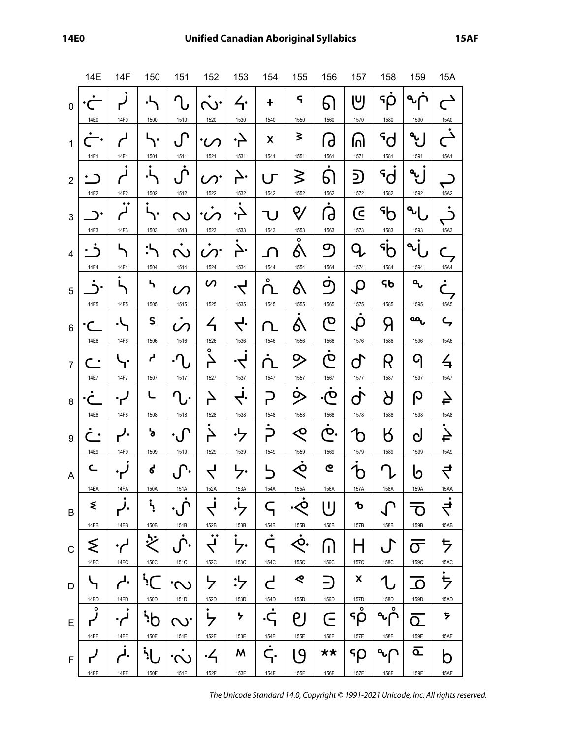# Unified Canadian Aboriginal Syllabics

| | 14E | 14F | 150 | 151 | 152 | 153 | 154 | 155 | 156 | 157 | 158 | 159 | 15A |
|---|---|---|---|---|---|---|---|---|---|---|---|---|---|
| 0 | ᓠ 14E0 | ᓰ 14F0 | ᔀ 1500 | ᔐ 1510 | ᔠ 1520 | ᔰ 1530 | ᕀ 1540 | ᕐ 1550 | ᕠ 1560 | ᕰ 1570 | ᖀ 1580 | ᖐ 1590 | ᖠ 15A0 |
| 1 | ᓡ 14E1 | ᓱ 14F1 | ᔁ 1501 | ᔑ 1511 | ᔡ 1521 | ᔱ 1531 | ᕁ 1541 | ᕑ 1551 | ᕡ 1561 | ᕱ 1571 | ᖁ 1581 | ᖑ 1591 | ᖡ 15A1 |
| 2 | ᓢ 14E2 | ᓲ 14F2 | ᔂ 1502 | ᔒ 1512 | ᔢ 1522 | ᔲ 1532 | ᕂ 1542 | ᕒ 1552 | ᕢ 1562 | ᕲ 1572 | ᖂ 1582 | ᖒ 1592 | ᖢ 15A2 |
| 3 | ᓣ 14E3 | ᓳ 14F3 | ᔃ 1503 | ᔓ 1513 | ᔣ 1523 | ᔳ 1533 | ᕃ 1543 | ᕓ 1553 | ᕣ 1563 | ᕳ 1573 | ᖃ 1583 | ᖓ 1593 | ᖣ 15A3 |
| 4 | ᓤ 14E4 | ᓴ 14F4 | ᔄ 1504 | ᔔ 1514 | ᔤ 1524 | ᔴ 1534 | ᕄ 1544 | ᕔ 1554 | ᕤ 1564 | ᕴ 1574 | ᖄ 1584 | ᖔ 1594 | ᖤ 15A4 |
| 5 | ᓥ 14E5 | ᓵ 14F5 | ᔅ 1505 | ᔕ 1515 | ᔥ 1525 | ᔵ 1535 | ᕅ 1545 | ᕕ 1555 | ᕥ 1565 | ᕵ 1575 | ᖅ 1585 | ᖕ 1595 | ᖥ 15A5 |
| 6 | ᓦ 14E6 | ᓶ 14F6 | ᔆ 1506 | ᔖ 1516 | ᔦ 1526 | ᔶ 1536 | ᕆ 1546 | ᕖ 1556 | ᕦ 1566 | ᕶ 1576 | ᖆ 1586 | ᖖ 1596 | ᖦ 15A6 |
| 7 | ᓧ 14E7 | ᓷ 14F7 | ᔇ 1507 | ᔗ 1517 | ᔧ 1527 | ᔷ 1537 | ᕇ 1547 | ᕗ 1557 | ᕧ 1567 | ᕷ 1577 | ᖇ 1587 | ᖗ 1597 | ᖧ 15A7 |
| 8 | ᓨ 14E8 | ᓸ 14F8 | ᔈ 1508 | ᔘ 1518 | ᔨ 1528 | ᔸ 1538 | ᕈ 1548 | ᕘ 1558 | ᕨ 1568 | ᕸ 1578 | ᖈ 1588 | ᖘ 1598 | ᖨ 15A8 |
| 9 | ᓩ 14E9 | ᓹ 14F9 | ᔉ 1509 | ᔙ 1519 | ᔩ 1529 | ᔹ 1539 | ᕉ 1549 | ᕙ 1559 | ᕩ 1569 | ᕹ 1579 | ᖉ 1589 | ᖙ 1599 | ᖩ 15A9 |
| A | ᓪ 14EA | ᓺ 14FA | ᔊ 150A | ᔚ 151A | ᔪ 152A | ᔺ 153A | ᕊ 154A | ᕚ 155A | ᕪ 156A | ᕺ 157A | ᖊ 158A | ᖚ 159A | ᖪ 15AA |
| B | ᓫ 14EB | ᓻ 14FB | ᔋ 150B | ᔛ 151B | ᔫ 152B | ᔻ 153B | ᕋ 154B | ᕛ 155B | ᕫ 156B | ᕻ 157B | ᖋ 158B | ᖛ 159B | ᖫ 15AB |
| C | ᓬ 14EC | ᓼ 14FC | ᔌ 150C | ᔜ 151C | ᔬ 152C | ᔼ 153C | ᕌ 154C | ᕜ 155C | ᕬ 156C | ᕼ 157C | ᖌ 158C | ᖜ 159C | ᖬ 15AC |
| D | ᓭ 14ED | ᓽ 14FD | ᔍ 150D | ᔝ 151D | ᔭ 152D | ᔽ 153D | ᕍ 154D | ᕝ 155D | ᕭ 156D | ᕽ 157D | ᖍ 158D | ᖝ 159D | ᖭ 15AD |
| E | ᓮ 14EE | ᓾ 14FE | ᔎ 150E | ᔞ 151E | ᔮ 152E | ᔾ 153E | ᕎ 154E | ᕞ 155E | ᕮ 156E | ᕾ 157E | ᖎ 158E | ᖞ 159E | ᖮ 15AE |
| F | ᓯ 14EF | ᓿ 14FF | ᔏ 150F | ᔟ 151F | ᔯ 152F | ᔿ 153F | ᕏ 154F | ᕟ 155F | ᕯ 156F | ᕿ 157F | ᖏ 158F | ᖟ 159F | ᖯ 15AF |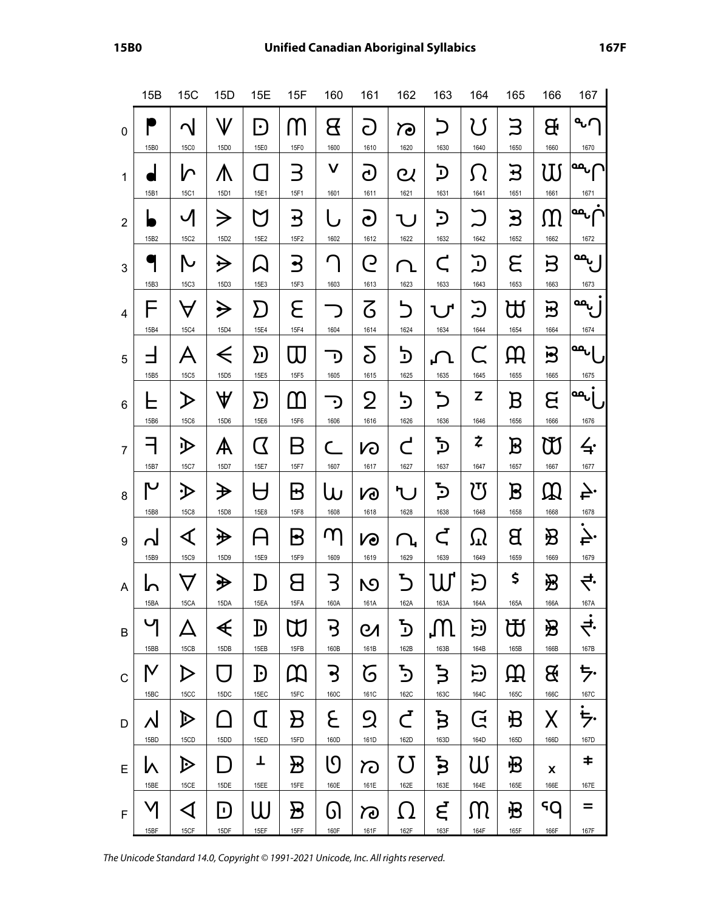# Unified Canadian Aboriginal Syllabics

| | 15B | 15C | 15D | 15E | 15F | 160 | 161 | 162 | 163 | 164 | 165 | 166 | 167 |
|---|---|---|---|---|---|---|---|---|---|---|---|---|---|
| 0 | ᖰ 15B0 | ᗀ 15C0 | ᗐ 15D0 | ᗠ 15E0 | ᗰ 15F0 | ᘀ 1600 | ᘐ 1610 | ᘠ 1620 | ᘰ 1630 | ᙀ 1640 | ᙐ 1650 | ᙠ 1660 | ᙰ 1670 |
| 1 | ᖱ 15B1 | ᗁ 15C1 | ᗑ 15D1 | ᗡ 15E1 | ᗱ 15F1 | ᘁ 1601 | ᘑ 1611 | ᘡ 1621 | ᘱ 1631 | ᙁ 1641 | ᙑ 1651 | ᙡ 1661 | ᙱ 1671 |
| 2 | ᖲ 15B2 | ᗂ 15C2 | ᗒ 15D2 | ᗢ 15E2 | ᗲ 15F2 | ᘂ 1602 | ᘒ 1612 | ᘢ 1622 | ᘲ 1632 | ᙂ 1642 | ᙒ 1652 | ᙢ 1662 | ᙲ 1672 |
| 3 | ᖳ 15B3 | ᗃ 15C3 | ᗓ 15D3 | ᗣ 15E3 | ᗳ 15F3 | ᘃ 1603 | ᘓ 1613 | ᘣ 1623 | ᘳ 1633 | ᙃ 1643 | ᙓ 1653 | ᙣ 1663 | ᙳ 1673 |
| 4 | ᖴ 15B4 | ᗄ 15C4 | ᗔ 15D4 | ᗤ 15E4 | ᗴ 15F4 | ᘄ 1604 | ᘔ 1614 | ᘤ 1624 | ᘴ 1634 | ᙄ 1644 | ᙔ 1654 | ᙤ 1664 | ᙴ 1674 |
| 5 | ᖵ 15B5 | ᗅ 15C5 | ᗕ 15D5 | ᗥ 15E5 | ᗵ 15F5 | ᘅ 1605 | ᘕ 1615 | ᘥ 1625 | ᘵ 1635 | ᙅ 1645 | ᙕ 1655 | ᙥ 1665 | ᙵ 1675 |
| 6 | ᖶ 15B6 | ᗆ 15C6 | ᗖ 15D6 | ᗦ 15E6 | ᗶ 15F6 | ᘆ 1606 | ᘖ 1616 | ᘦ 1626 | ᘶ 1636 | ᙆ 1646 | ᙖ 1656 | ᙦ 1666 | ᙶ 1676 |
| 7 | ᖷ 15B7 | ᗇ 15C7 | ᗗ 15D7 | ᗧ 15E7 | ᗷ 15F7 | ᘇ 1607 | ᘗ 1617 | ᘧ 1627 | ᘷ 1637 | ᙇ 1647 | ᙗ 1657 | ᙧ 1667 | ᙷ 1677 |
| 8 | ᖸ 15B8 | ᗈ 15C8 | ᗘ 15D8 | ᗨ 15E8 | ᗸ 15F8 | ᘈ 1608 | ᘘ 1618 | ᘨ 1628 | ᘸ 1638 | ᙈ 1648 | ᙘ 1658 | ᙨ 1668 | ᙸ 1678 |
| 9 | ᖹ 15B9 | ᗉ 15C9 | ᗙ 15D9 | ᗩ 15E9 | ᗹ 15F9 | ᘉ 1609 | ᘙ 1619 | ᘩ 1629 | ᘹ 1639 | ᙉ 1649 | ᙙ 1659 | ᙩ 1669 | ᙹ 1679 |
| A | ᖺ 15BA | ᗊ 15CA | ᗚ 15DA | ᗪ 15EA | ᗺ 15FA | ᘊ 160A | ᘚ 161A | ᘪ 162A | ᘺ 163A | ᙊ 164A | ᙚ 165A | ᙪ 166A | ᙺ 167A |
| B | ᖻ 15BB | ᗋ 15CB | ᗛ 15DB | ᗫ 15EB | ᗻ 15FB | ᘋ 160B | ᘛ 161B | ᘫ 162B | ᘻ 163B | ᙋ 164B | ᙛ 165B | ᙫ 166B | ᙻ 167B |
| C | ᖼ 15BC | ᗌ 15CC | ᗜ 15DC | ᗬ 15EC | ᗼ 15FC | ᘌ 160C | ᘜ 161C | ᘬ 162C | ᘼ 163C | ᙌ 164C | ᙜ 165C | ᙬ 166C | ᙼ 167C |
| D | ᖽ 15BD | ᗍ 15CD | ᗝ 15DD | ᗭ 15ED | ᗽ 15FD | ᘍ 160D | ᘝ 161D | ᘭ 162D | ᘽ 163D | ᙍ 164D | ᙝ 165D | ᙭ 166D | ᙽ 167D |
| E | ᖾ 15BE | ᗎ 15CE | ᗞ 15DE | ᗮ 15EE | ᗾ 15FE | ᘎ 160E | ᘞ 161E | ᘮ 162E | ᘾ 163E | ᙎ 164E | ᙞ 165E | ᙮ 166E | ᙾ 167E |
| F | ᖿ 15BF | ᗏ 15CF | ᗟ 15DF | ᗯ 15EF | ᗿ 15FF | ᘏ 160F | ᘟ 161F | ᘯ 162F | ᘿ 163F | ᙏ 164F | ᙟ 165F | ᙯ 166F | ᙿ 167F |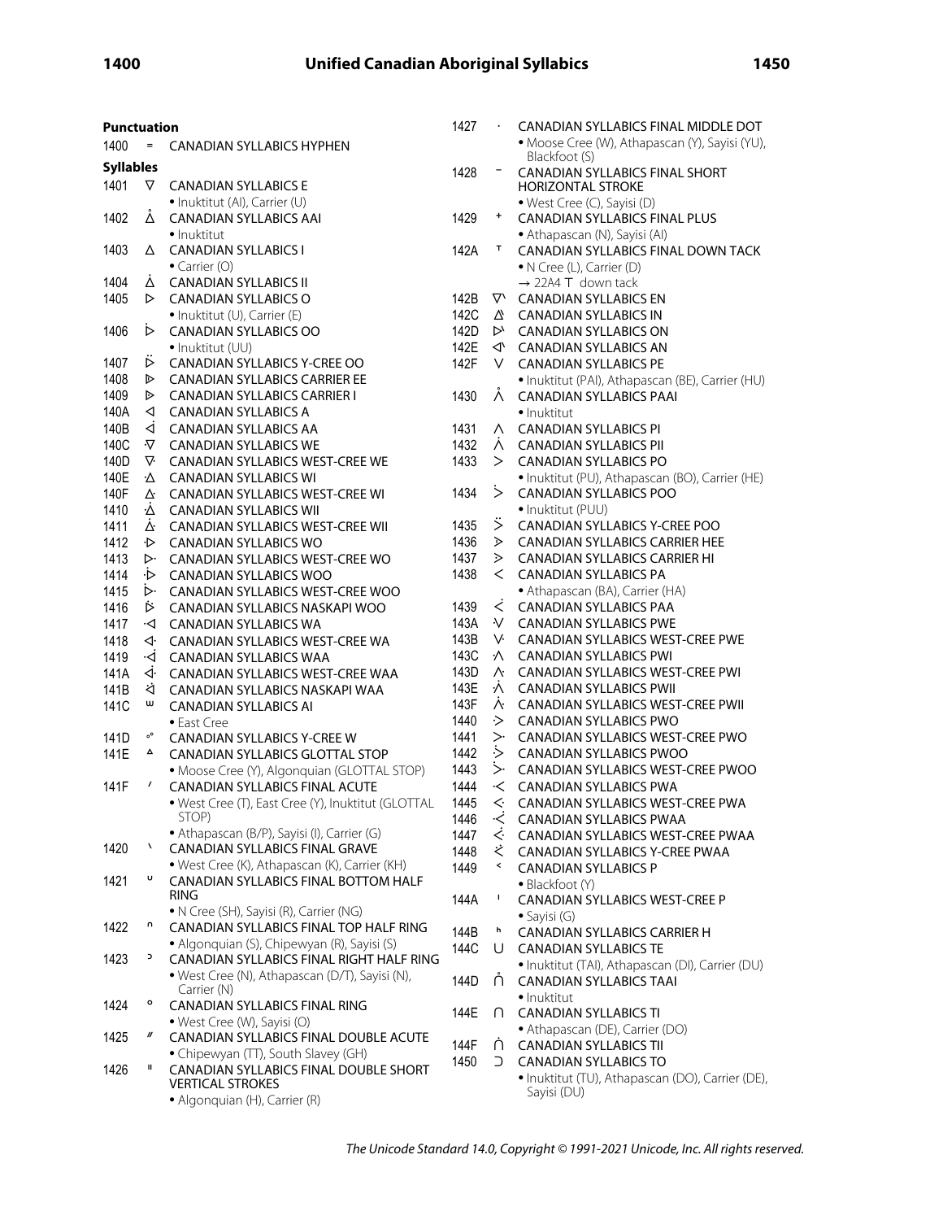## Punctuation

1400 ᐀ CANADIAN SYLLABICS HYPHEN

## Syllables

1401 ᐁ CANADIAN SYLLABICS E
- Inuktitut (AI), Carrier (U)

1402 ᐂ CANADIAN SYLLABICS AAI
- Inuktitut

1403 ᐃ CANADIAN SYLLABICS I
- Carrier (O)

1404 ᐄ CANADIAN SYLLABICS II

1405 ᐅ CANADIAN SYLLABICS O
- Inuktitut (U), Carrier (E)

1406 ᐆ CANADIAN SYLLABICS OO
- Inuktitut (UU)

1407 ᐇ CANADIAN SYLLABICS Y-CREE OO

1408 ᐈ CANADIAN SYLLABICS CARRIER EE

1409 ᐉ CANADIAN SYLLABICS CARRIER I

140A ᐊ CANADIAN SYLLABICS A

140B ᐋ CANADIAN SYLLABICS AA

140C ᐌ CANADIAN SYLLABICS WE

140D ᐍ CANADIAN SYLLABICS WEST-CREE WE

140E ᐎ CANADIAN SYLLABICS WI

140F ᐏ CANADIAN SYLLABICS WEST-CREE WI

1410 ᐐ CANADIAN SYLLABICS WII

1411 ᐑ CANADIAN SYLLABICS WEST-CREE WII

1412 ᐒ CANADIAN SYLLABICS WO

1413 ᐓ CANADIAN SYLLABICS WEST-CREE WO

1414 ᐔ CANADIAN SYLLABICS WOO

1415 ᐕ CANADIAN SYLLABICS WEST-CREE WOO

1416 ᐖ CANADIAN SYLLABICS NASKAPI WOO

1417 ᐗ CANADIAN SYLLABICS WA

1418 ᐘ CANADIAN SYLLABICS WEST-CREE WA

1419 ᐙ CANADIAN SYLLABICS WAA

141A ᐚ CANADIAN SYLLABICS WEST-CREE WAA

141B ᐛ CANADIAN SYLLABICS NASKAPI WAA

141C ᐜ CANADIAN SYLLABICS AI
- East Cree

141D ᐝ CANADIAN SYLLABICS Y-CREE W

141E ᐞ CANADIAN SYLLABICS GLOTTAL STOP
- Moose Cree (Y), Algonquian (GLOTTAL STOP)

141F ᐟ CANADIAN SYLLABICS FINAL ACUTE
- West Cree (T), East Cree (Y), Inuktitut (GLOTTAL STOP)
- Athapascan (B/P), Sayisi (I), Carrier (G)

1420 ᐠ CANADIAN SYLLABICS FINAL GRAVE
- West Cree (K), Athapascan (K), Carrier (KH)

1421 ᐡ CANADIAN SYLLABICS FINAL BOTTOM HALF RING
- N Cree (SH), Sayisi (R), Carrier (NG)

1422 ᐢ CANADIAN SYLLABICS FINAL TOP HALF RING
- Algonquian (S), Chipewyan (R), Sayisi (S)

1423 ᐣ CANADIAN SYLLABICS FINAL RIGHT HALF RING
- West Cree (N), Athapascan (D/T), Sayisi (N), Carrier (N)

1424 ᐤ CANADIAN SYLLABICS FINAL RING
- West Cree (W), Sayisi (O)

1425 ᐥ CANADIAN SYLLABICS FINAL DOUBLE ACUTE
- Chipewyan (TT), South Slavey (GH)

1426 ᐦ CANADIAN SYLLABICS FINAL DOUBLE SHORT VERTICAL STROKES
- Algonquian (H), Carrier (R)

1427 ᐧ CANADIAN SYLLABICS FINAL MIDDLE DOT
- Moose Cree (W), Athapascan (Y), Sayisi (YU), Blackfoot (S)

1428 ᐨ CANADIAN SYLLABICS FINAL SHORT HORIZONTAL STROKE
- West Cree (C), Sayisi (D)

1429 ᐩ CANADIAN SYLLABICS FINAL PLUS
- Athapascan (N), Sayisi (AI)

142A ᐪ CANADIAN SYLLABICS FINAL DOWN TACK
- N Cree (L), Carrier (D)
- → 22A4 ⊤ down tack

142B ᐫ CANADIAN SYLLABICS EN

142C ᐬ CANADIAN SYLLABICS IN

142D ᐭ CANADIAN SYLLABICS ON

142E ᐮ CANADIAN SYLLABICS AN

142F ᐯ CANADIAN SYLLABICS PE
- Inuktitut (PAI), Athapascan (BE), Carrier (HU)

1430 ᐰ CANADIAN SYLLABICS PAAI
- Inuktitut

1431 ᐱ CANADIAN SYLLABICS PI

1432 ᐲ CANADIAN SYLLABICS PII

1433 ᐳ CANADIAN SYLLABICS PO
- Inuktitut (PU), Athapascan (BO), Carrier (HE)

1434 ᐴ CANADIAN SYLLABICS POO
- Inuktitut (PUU)

1435 ᐵ CANADIAN SYLLABICS Y-CREE POO

1436 ᐶ CANADIAN SYLLABICS CARRIER HEE

1437 ᐷ CANADIAN SYLLABICS CARRIER HI

1438 ᐸ CANADIAN SYLLABICS PA
- Athapascan (BA), Carrier (HA)

1439 ᐹ CANADIAN SYLLABICS PAA

143A ᐺ CANADIAN SYLLABICS PWE

143B ᐻ CANADIAN SYLLABICS WEST-CREE PWE

143C ᐼ CANADIAN SYLLABICS PWI

143D ᐽ CANADIAN SYLLABICS WEST-CREE PWI

143E ᐾ CANADIAN SYLLABICS PWII

143F ᐿ CANADIAN SYLLABICS WEST-CREE PWII

1440 ᑀ CANADIAN SYLLABICS PWO

1441 ᑁ CANADIAN SYLLABICS WEST-CREE PWO

1442 ᑂ CANADIAN SYLLABICS PWOO

1443 ᑃ CANADIAN SYLLABICS WEST-CREE PWOO

1444 ᑄ CANADIAN SYLLABICS PWA

1445 ᑅ CANADIAN SYLLABICS WEST-CREE PWA

1446 ᑆ CANADIAN SYLLABICS PWAA

1447 ᑇ CANADIAN SYLLABICS WEST-CREE PWAA

1448 ᑈ CANADIAN SYLLABICS Y-CREE PWAA

1449 ᑉ CANADIAN SYLLABICS P
- Blackfoot (Y)

144A ᑊ CANADIAN SYLLABICS WEST-CREE P
- Sayisi (G)

144B ᑋ CANADIAN SYLLABICS CARRIER H

144C ᑌ CANADIAN SYLLABICS TE
- Inuktitut (TAI), Athapascan (DI), Carrier (DU)

144D ᑍ CANADIAN SYLLABICS TAAI
- Inuktitut

144E ᑎ CANADIAN SYLLABICS TI
- Athapascan (DE), Carrier (DO)

144F ᑏ CANADIAN SYLLABICS TII

1450 ᑐ CANADIAN SYLLABICS TO
- Inuktitut (TU), Athapascan (DO), Carrier (DE), Sayisi (DU)

*The Unicode Standard 14.0, Copyright © 1991-2021 Unicode, Inc. All rights reserved.*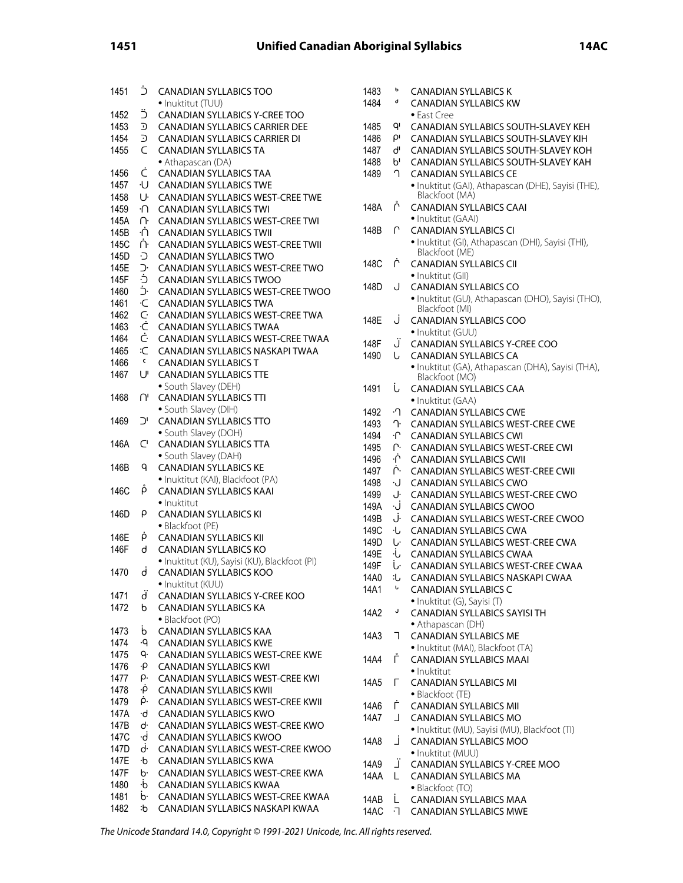1451 ᑑ CANADIAN SYLLABICS TOO
- Inuktitut (TUU)

1452 ᑒ CANADIAN SYLLABICS Y-CREE TOO

1453 ᑓ CANADIAN SYLLABICS CARRIER DEE

1454 ᑔ CANADIAN SYLLABICS CARRIER DI

1455 ᑕ CANADIAN SYLLABICS TA
- Athapascan (DA)

1456 ᑖ CANADIAN SYLLABICS TAA

1457 ᑗ CANADIAN SYLLABICS TWE

1458 ᑘ CANADIAN SYLLABICS WEST-CREE TWE

1459 ᑙ CANADIAN SYLLABICS TWI

145A ᑚ CANADIAN SYLLABICS WEST-CREE TWI

145B ᑛ CANADIAN SYLLABICS TWII

145C ᑜ CANADIAN SYLLABICS WEST-CREE TWII

145D ᑝ CANADIAN SYLLABICS TWO

145E ᑞ CANADIAN SYLLABICS WEST-CREE TWO

145F ᑟ CANADIAN SYLLABICS TWOO

1460 ᑠ CANADIAN SYLLABICS WEST-CREE TWOO

1461 ᑡ CANADIAN SYLLABICS TWA

1462 ᑢ CANADIAN SYLLABICS WEST-CREE TWA

1463 ᑣ CANADIAN SYLLABICS TWAA

1464 ᑤ CANADIAN SYLLABICS WEST-CREE TWAA

1465 ᑥ CANADIAN SYLLABICS NASKAPI TWAA

1466 ᑦ CANADIAN SYLLABICS T

1467 ᑧ CANADIAN SYLLABICS TTE
- South Slavey (DEH)

1468 ᑨ CANADIAN SYLLABICS TTI
- South Slavey (DIH)

1469 ᑩ CANADIAN SYLLABICS TTO
- South Slavey (DOH)

146A ᑪ CANADIAN SYLLABICS TTA
- South Slavey (DAH)

146B ᑫ CANADIAN SYLLABICS KE
- Inuktitut (KAI), Blackfoot (PA)

146C ᑬ CANADIAN SYLLABICS KAAI
- Inuktitut

146D ᑭ CANADIAN SYLLABICS KI
- Blackfoot (PE)

146E ᑮ CANADIAN SYLLABICS KII

146F ᑯ CANADIAN SYLLABICS KO
- Inuktitut (KU), Sayisi (KU), Blackfoot (PI)

1470 ᑰ CANADIAN SYLLABICS KOO
- Inuktitut (KUU)

1471 ᑱ CANADIAN SYLLABICS Y-CREE KOO

1472 ᑲ CANADIAN SYLLABICS KA
- Blackfoot (PO)

1473 ᑳ CANADIAN SYLLABICS KAA

1474 ᑴ CANADIAN SYLLABICS KWE

1475 ᑵ CANADIAN SYLLABICS WEST-CREE KWE

1476 ᑶ CANADIAN SYLLABICS KWI

1477 ᑷ CANADIAN SYLLABICS WEST-CREE KWI

1478 ᑸ CANADIAN SYLLABICS KWII

1479 ᑹ CANADIAN SYLLABICS WEST-CREE KWII

147A ᑺ CANADIAN SYLLABICS KWO

147B ᑻ CANADIAN SYLLABICS WEST-CREE KWO

147C ᑼ CANADIAN SYLLABICS KWOO

147D ᑽ CANADIAN SYLLABICS WEST-CREE KWOO

147E ᑾ CANADIAN SYLLABICS KWA

147F ᑿ CANADIAN SYLLABICS WEST-CREE KWA

1480 ᒀ CANADIAN SYLLABICS KWAA

1481 ᒁ CANADIAN SYLLABICS WEST-CREE KWAA

1482 ᒂ CANADIAN SYLLABICS NASKAPI KWAA

1483 ᒃ CANADIAN SYLLABICS K

1484 ᒄ CANADIAN SYLLABICS KW
- East Cree

1485 ᒅ CANADIAN SYLLABICS SOUTH-SLAVEY KEH

1486 ᒆ CANADIAN SYLLABICS SOUTH-SLAVEY KIH

1487 ᒇ CANADIAN SYLLABICS SOUTH-SLAVEY KOH

1488 ᒈ CANADIAN SYLLABICS SOUTH-SLAVEY KAH

1489 ᒉ CANADIAN SYLLABICS CE
- Inuktitut (GAI), Athapascan (DHE), Sayisi (THE), Blackfoot (MA)

148A ᒊ CANADIAN SYLLABICS CAAI
- Inuktitut (GAAI)

148B ᒋ CANADIAN SYLLABICS CI
- Inuktitut (GI), Athapascan (DHI), Sayisi (THI), Blackfoot (ME)

148C ᒌ CANADIAN SYLLABICS CII
- Inuktitut (GII)

148D ᒍ CANADIAN SYLLABICS CO
- Inuktitut (GU), Athapascan (DHO), Sayisi (THO), Blackfoot (MI)

148E ᒎ CANADIAN SYLLABICS COO
- Inuktitut (GUU)

148F ᒏ CANADIAN SYLLABICS Y-CREE COO

1490 ᒐ CANADIAN SYLLABICS CA
- Inuktitut (GA), Athapascan (DHA), Sayisi (THA), Blackfoot (MO)

1491 ᒑ CANADIAN SYLLABICS CAA
- Inuktitut (GAA)

1492 ᒒ CANADIAN SYLLABICS CWE

1493 ᒓ CANADIAN SYLLABICS WEST-CREE CWE

1494 ᒔ CANADIAN SYLLABICS CWI

1495 ᒕ CANADIAN SYLLABICS WEST-CREE CWI

1496 ᒖ CANADIAN SYLLABICS CWII

1497 ᒗ CANADIAN SYLLABICS WEST-CREE CWII

1498 ᒘ CANADIAN SYLLABICS CWO

1499 ᒙ CANADIAN SYLLABICS WEST-CREE CWO

149A ᒚ CANADIAN SYLLABICS CWOO

149B ᒛ CANADIAN SYLLABICS WEST-CREE CWOO

149C ᒜ CANADIAN SYLLABICS CWA

149D ᒝ CANADIAN SYLLABICS WEST-CREE CWA

149E ᒞ CANADIAN SYLLABICS CWAA

149F ᒟ CANADIAN SYLLABICS WEST-CREE CWAA

14A0 ᒠ CANADIAN SYLLABICS NASKAPI CWAA

14A1 ᒡ CANADIAN SYLLABICS C
- Inuktitut (G), Sayisi (T)

14A2 ᒢ CANADIAN SYLLABICS SAYISI TH
- Athapascan (DH)

14A3 ᒣ CANADIAN SYLLABICS ME
- Inuktitut (MAI), Blackfoot (TA)

14A4 ᒤ CANADIAN SYLLABICS MAAI
- Inuktitut

14A5 ᒥ CANADIAN SYLLABICS MI
- Blackfoot (TE)

14A6 ᒦ CANADIAN SYLLABICS MII

14A7 ᒧ CANADIAN SYLLABICS MO
- Inuktitut (MU), Sayisi (MU), Blackfoot (TI)

14A8 ᒨ CANADIAN SYLLABICS MOO
- Inuktitut (MUU)

14A9 ᒩ CANADIAN SYLLABICS Y-CREE MOO

14AA ᒪ CANADIAN SYLLABICS MA
- Blackfoot (TO)

14AB ᒫ CANADIAN SYLLABICS MAA

14AC ᒬ CANADIAN SYLLABICS MWE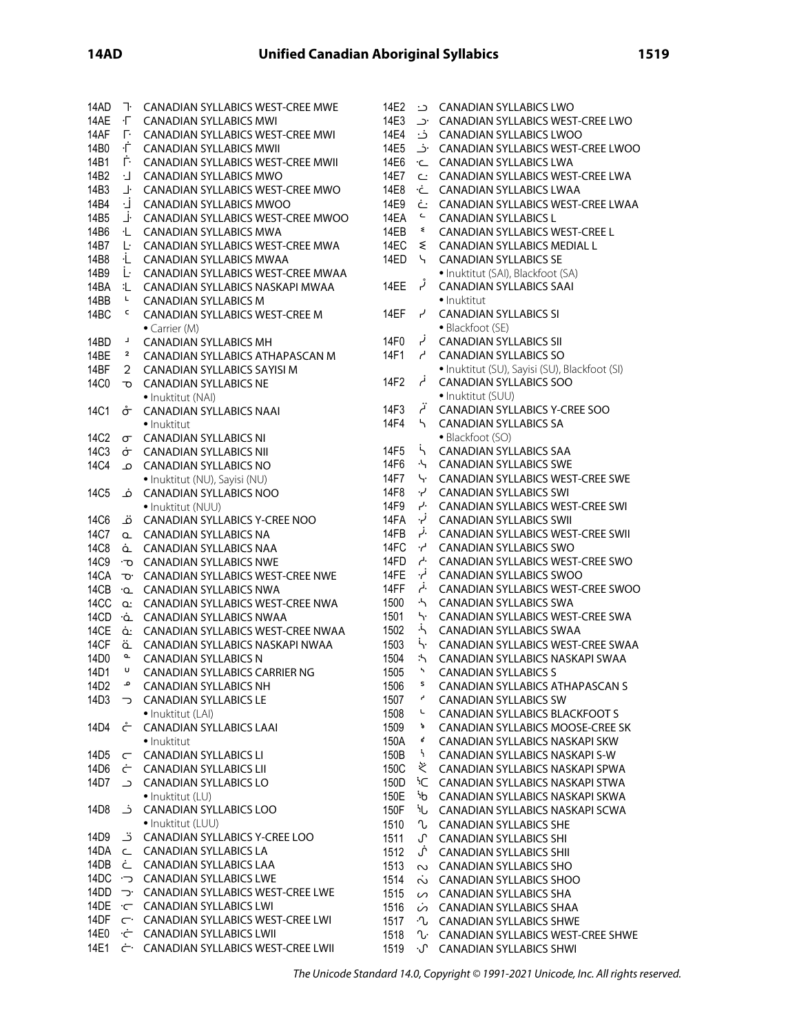14AD ᒭ CANADIAN SYLLABICS WEST-CREE MWE
14AE ᒮ CANADIAN SYLLABICS MWI
14AF ᒯ CANADIAN SYLLABICS WEST-CREE MWI
14B0 ᒰ CANADIAN SYLLABICS MWII
14B1 ᒱ CANADIAN SYLLABICS WEST-CREE MWII
14B2 ᒲ CANADIAN SYLLABICS MWO
14B3 ᒳ CANADIAN SYLLABICS WEST-CREE MWO
14B4 ᒴ CANADIAN SYLLABICS MWOO
14B5 ᒵ CANADIAN SYLLABICS WEST-CREE MWOO
14B6 ᒶ CANADIAN SYLLABICS MWA
14B7 ᒷ CANADIAN SYLLABICS WEST-CREE MWA
14B8 ᒸ CANADIAN SYLLABICS MWAA
14B9 ᒹ CANADIAN SYLLABICS WEST-CREE MWAA
14BA ᒺ CANADIAN SYLLABICS NASKAPI MWAA
14BB ᒻ CANADIAN SYLLABICS M
14BC ᒼ CANADIAN SYLLABICS WEST-CREE M
• Carrier (M)
14BD ᒽ CANADIAN SYLLABICS MH
14BE ᒾ CANADIAN SYLLABICS ATHAPASCAN M
14BF ᒿ CANADIAN SYLLABICS SAYISI M
14C0 ᓀ CANADIAN SYLLABICS NE
• Inuktitut (NAI)
14C1 ᓁ CANADIAN SYLLABICS NAAI
• Inuktitut
14C2 ᓂ CANADIAN SYLLABICS NI
14C3 ᓃ CANADIAN SYLLABICS NII
14C4 ᓄ CANADIAN SYLLABICS NO
• Inuktitut (NU), Sayisi (NU)
14C5 ᓅ CANADIAN SYLLABICS NOO
• Inuktitut (NUU)
14C6 ᓆ CANADIAN SYLLABICS Y-CREE NOO
14C7 ᓇ CANADIAN SYLLABICS NA
14C8 ᓈ CANADIAN SYLLABICS NAA
14C9 ᓉ CANADIAN SYLLABICS NWE
14CA ᓊ CANADIAN SYLLABICS WEST-CREE NWE
14CB ᓋ CANADIAN SYLLABICS NWA
14CC ᓌ CANADIAN SYLLABICS WEST-CREE NWA
14CD ᓍ CANADIAN SYLLABICS NWAA
14CE ᓎ CANADIAN SYLLABICS WEST-CREE NWAA
14CF ᓏ CANADIAN SYLLABICS NASKAPI NWAA
14D0 ᓐ CANADIAN SYLLABICS N
14D1 ᓑ CANADIAN SYLLABICS CARRIER NG
14D2 ᓒ CANADIAN SYLLABICS NH
14D3 ᓓ CANADIAN SYLLABICS LE
• Inuktitut (LAI)
14D4 ᓔ CANADIAN SYLLABICS LAAI
• Inuktitut
14D5 ᓕ CANADIAN SYLLABICS LI
14D6 ᓖ CANADIAN SYLLABICS LII
14D7 ᓗ CANADIAN SYLLABICS LO
• Inuktitut (LU)
14D8 ᓘ CANADIAN SYLLABICS LOO
• Inuktitut (LUU)
14D9 ᓙ CANADIAN SYLLABICS Y-CREE LOO
14DA ᓚ CANADIAN SYLLABICS LA
14DB ᓛ CANADIAN SYLLABICS LAA
14DC ᓜ CANADIAN SYLLABICS LWE
14DD ᓝ CANADIAN SYLLABICS WEST-CREE LWE
14DE ᓞ CANADIAN SYLLABICS LWI
14DF ᓟ CANADIAN SYLLABICS WEST-CREE LWI
14E0 ᓠ CANADIAN SYLLABICS LWII
14E1 ᓡ CANADIAN SYLLABICS WEST-CREE LWII
14E2 ᓢ CANADIAN SYLLABICS LWO
14E3 ᓣ CANADIAN SYLLABICS WEST-CREE LWO
14E4 ᓤ CANADIAN SYLLABICS LWOO
14E5 ᓥ CANADIAN SYLLABICS WEST-CREE LWOO
14E6 ᓦ CANADIAN SYLLABICS LWA
14E7 ᓧ CANADIAN SYLLABICS WEST-CREE LWA
14E8 ᓨ CANADIAN SYLLABICS LWAA
14E9 ᓩ CANADIAN SYLLABICS WEST-CREE LWAA
14EA ᓪ CANADIAN SYLLABICS L
14EB ᓫ CANADIAN SYLLABICS WEST-CREE L
14EC ᓬ CANADIAN SYLLABICS MEDIAL L
14ED ᓭ CANADIAN SYLLABICS SE
• Inuktitut (SAI), Blackfoot (SA)
14EE ᓮ CANADIAN SYLLABICS SAAI
• Inuktitut
14EF ᓯ CANADIAN SYLLABICS SI
• Blackfoot (SE)
14F0 ᓰ CANADIAN SYLLABICS SII
14F1 ᓱ CANADIAN SYLLABICS SO
• Inuktitut (SU), Sayisi (SU), Blackfoot (SI)
14F2 ᓲ CANADIAN SYLLABICS SOO
• Inuktitut (SUU)
14F3 ᓳ CANADIAN SYLLABICS Y-CREE SOO
14F4 ᓴ CANADIAN SYLLABICS SA
• Blackfoot (SO)
14F5 ᓵ CANADIAN SYLLABICS SAA
14F6 ᓶ CANADIAN SYLLABICS SWE
14F7 ᓷ CANADIAN SYLLABICS WEST-CREE SWE
14F8 ᓸ CANADIAN SYLLABICS SWI
14F9 ᓹ CANADIAN SYLLABICS WEST-CREE SWI
14FA ᓺ CANADIAN SYLLABICS SWII
14FB ᓻ CANADIAN SYLLABICS WEST-CREE SWII
14FC ᓼ CANADIAN SYLLABICS SWO
14FD ᓽ CANADIAN SYLLABICS WEST-CREE SWO
14FE ᓾ CANADIAN SYLLABICS SWOO
14FF ᓿ CANADIAN SYLLABICS WEST-CREE SWOO
1500 ᔀ CANADIAN SYLLABICS SWA
1501 ᔁ CANADIAN SYLLABICS WEST-CREE SWA
1502 ᔂ CANADIAN SYLLABICS SWAA
1503 ᔃ CANADIAN SYLLABICS WEST-CREE SWAA
1504 ᔄ CANADIAN SYLLABICS NASKAPI SWAA
1505 ᔅ CANADIAN SYLLABICS S
1506 ᔆ CANADIAN SYLLABICS ATHAPASCAN S
1507 ᔇ CANADIAN SYLLABICS SW
1508 ᔈ CANADIAN SYLLABICS BLACKFOOT S
1509 ᔉ CANADIAN SYLLABICS MOOSE-CREE SK
150A ᔊ CANADIAN SYLLABICS NASKAPI SKW
150B ᔋ CANADIAN SYLLABICS NASKAPI S-W
150C ᔌ CANADIAN SYLLABICS NASKAPI SPWA
150D ᔍ CANADIAN SYLLABICS NASKAPI STWA
150E ᔎ CANADIAN SYLLABICS NASKAPI SKWA
150F ᔏ CANADIAN SYLLABICS NASKAPI SCWA
1510 ᔐ CANADIAN SYLLABICS SHE
1511 ᔑ CANADIAN SYLLABICS SHI
1512 ᔒ CANADIAN SYLLABICS SHII
1513 ᔓ CANADIAN SYLLABICS SHO
1514 ᔔ CANADIAN SYLLABICS SHOO
1515 ᔕ CANADIAN SYLLABICS SHA
1516 ᔖ CANADIAN SYLLABICS SHAA
1517 ᔗ CANADIAN SYLLABICS SHWE
1518 ᔘ CANADIAN SYLLABICS WEST-CREE SHWE
1519 ᔙ CANADIAN SYLLABICS SHWI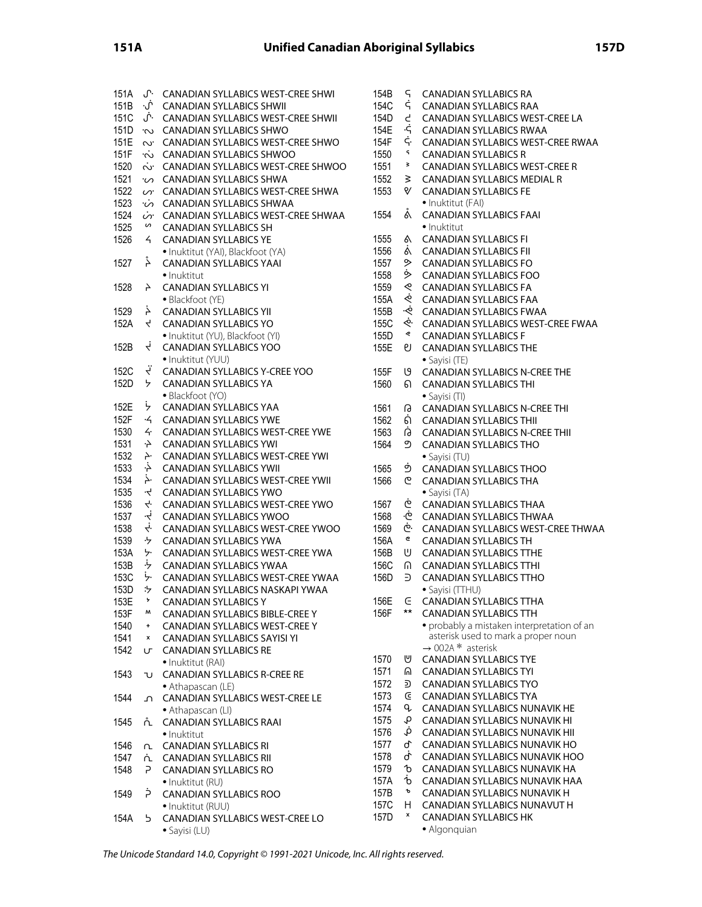151A ᔚ CANADIAN SYLLABICS WEST-CREE SHWI
151B ᔛ CANADIAN SYLLABICS SHWII
151C ᔜ CANADIAN SYLLABICS WEST-CREE SHWII
151D ᔝ CANADIAN SYLLABICS SHWO
151E ᔞ CANADIAN SYLLABICS WEST-CREE SHWO
151F ᔟ CANADIAN SYLLABICS SHWOO
1520 ᔠ CANADIAN SYLLABICS WEST-CREE SHWOO
1521 ᔡ CANADIAN SYLLABICS SHWA
1522 ᔢ CANADIAN SYLLABICS WEST-CREE SHWA
1523 ᔣ CANADIAN SYLLABICS SHWAA
1524 ᔤ CANADIAN SYLLABICS WEST-CREE SHWAA
1525 ᔥ CANADIAN SYLLABICS SH
1526 ᔦ CANADIAN SYLLABICS YE
- Inuktitut (YAI), Blackfoot (YA)

1527 ᔧ CANADIAN SYLLABICS YAAI
- Inuktitut

1528 ᔨ CANADIAN SYLLABICS YI
- Blackfoot (YE)

1529 ᔩ CANADIAN SYLLABICS YII
152A ᔪ CANADIAN SYLLABICS YO
- Inuktitut (YU), Blackfoot (YI)

152B ᔫ CANADIAN SYLLABICS YOO
- Inuktitut (YUU)

152C ᔬ CANADIAN SYLLABICS Y-CREE YOO
152D ᔭ CANADIAN SYLLABICS YA
- Blackfoot (YO)

152E ᔮ CANADIAN SYLLABICS YAA
152F ᔯ CANADIAN SYLLABICS YWE
1530 ᔰ CANADIAN SYLLABICS WEST-CREE YWE
1531 ᔱ CANADIAN SYLLABICS YWI
1532 ᔲ CANADIAN SYLLABICS WEST-CREE YWI
1533 ᔳ CANADIAN SYLLABICS YWII
1534 ᔴ CANADIAN SYLLABICS WEST-CREE YWII
1535 ᔵ CANADIAN SYLLABICS YWO
1536 ᔶ CANADIAN SYLLABICS WEST-CREE YWO
1537 ᔷ CANADIAN SYLLABICS YWOO
1538 ᔸ CANADIAN SYLLABICS WEST-CREE YWOO
1539 ᔹ CANADIAN SYLLABICS YWA
153A ᔺ CANADIAN SYLLABICS WEST-CREE YWA
153B ᔻ CANADIAN SYLLABICS YWAA
153C ᔼ CANADIAN SYLLABICS WEST-CREE YWAA
153D ᔽ CANADIAN SYLLABICS NASKAPI YWAA
153E ᔾ CANADIAN SYLLABICS Y
153F ᔿ CANADIAN SYLLABICS BIBLE-CREE Y
1540 ᕀ CANADIAN SYLLABICS WEST-CREE Y
1541 ᕁ CANADIAN SYLLABICS SAYISI YI
1542 ᕂ CANADIAN SYLLABICS RE
- Inuktitut (RAI)

1543 ᕃ CANADIAN SYLLABICS R-CREE RE
- Athapascan (LE)

1544 ᕄ CANADIAN SYLLABICS WEST-CREE LE
- Athapascan (LI)

1545 ᕅ CANADIAN SYLLABICS RAAI
- Inuktitut

1546 ᕆ CANADIAN SYLLABICS RI
1547 ᕇ CANADIAN SYLLABICS RII
1548 ᕈ CANADIAN SYLLABICS RO
- Inuktitut (RU)

1549 ᕉ CANADIAN SYLLABICS ROO
- Inuktitut (RUU)

154A ᕊ CANADIAN SYLLABICS WEST-CREE LO
- Sayisi (LU)

154B ᕋ CANADIAN SYLLABICS RA
154C ᕌ CANADIAN SYLLABICS RAA
154D ᕍ CANADIAN SYLLABICS WEST-CREE LA
154E ᕎ CANADIAN SYLLABICS RWAA
154F ᕏ CANADIAN SYLLABICS WEST-CREE RWAA
1550 ᕐ CANADIAN SYLLABICS R
1551 ᕑ CANADIAN SYLLABICS WEST-CREE R
1552 ᕒ CANADIAN SYLLABICS MEDIAL R
1553 ᕓ CANADIAN SYLLABICS FE
- Inuktitut (FAI)

1554 ᕔ CANADIAN SYLLABICS FAAI
- Inuktitut

1555 ᕕ CANADIAN SYLLABICS FI
1556 ᕖ CANADIAN SYLLABICS FII
1557 ᕗ CANADIAN SYLLABICS FO
1558 ᕘ CANADIAN SYLLABICS FOO
1559 ᕙ CANADIAN SYLLABICS FA
155A ᕚ CANADIAN SYLLABICS FAA
155B ᕛ CANADIAN SYLLABICS FWAA
155C ᕜ CANADIAN SYLLABICS WEST-CREE FWAA
155D ᕝ CANADIAN SYLLABICS F
155E ᕞ CANADIAN SYLLABICS THE
- Sayisi (TE)

155F ᕟ CANADIAN SYLLABICS N-CREE THE
1560 ᕠ CANADIAN SYLLABICS THI
- Sayisi (TI)

1561 ᕡ CANADIAN SYLLABICS N-CREE THI
1562 ᕢ CANADIAN SYLLABICS THII
1563 ᕣ CANADIAN SYLLABICS N-CREE THII
1564 ᕤ CANADIAN SYLLABICS THO
- Sayisi (TU)

1565 ᕥ CANADIAN SYLLABICS THOO
1566 ᕦ CANADIAN SYLLABICS THA
- Sayisi (TA)

1567 ᕧ CANADIAN SYLLABICS THAA
1568 ᕨ CANADIAN SYLLABICS THWAA
1569 ᕩ CANADIAN SYLLABICS WEST-CREE THWAA
156A ᕪ CANADIAN SYLLABICS TH
156B ᕫ CANADIAN SYLLABICS TTHE
156C ᕬ CANADIAN SYLLABICS TTHI
156D ᕭ CANADIAN SYLLABICS TTHO
- Sayisi (TTHU)

156E ᕮ CANADIAN SYLLABICS TTHA
156F ᕯ CANADIAN SYLLABICS TTH
- probably a mistaken interpretation of an asterisk used to mark a proper noun
→ 002A * asterisk

1570 ᕰ CANADIAN SYLLABICS TYE
1571 ᕱ CANADIAN SYLLABICS TYI
1572 ᕲ CANADIAN SYLLABICS TYO
1573 ᕳ CANADIAN SYLLABICS TYA
1574 ᕴ CANADIAN SYLLABICS NUNAVIK HE
1575 ᕵ CANADIAN SYLLABICS NUNAVIK HI
1576 ᕶ CANADIAN SYLLABICS NUNAVIK HII
1577 ᕷ CANADIAN SYLLABICS NUNAVIK HO
1578 ᕸ CANADIAN SYLLABICS NUNAVIK HOO
1579 ᕹ CANADIAN SYLLABICS NUNAVIK HA
157A ᕺ CANADIAN SYLLABICS NUNAVIK HAA
157B ᕻ CANADIAN SYLLABICS NUNAVIK H
157C ᕼ CANADIAN SYLLABICS NUNAVUT H
157D ᕽ CANADIAN SYLLABICS HK
- Algonquian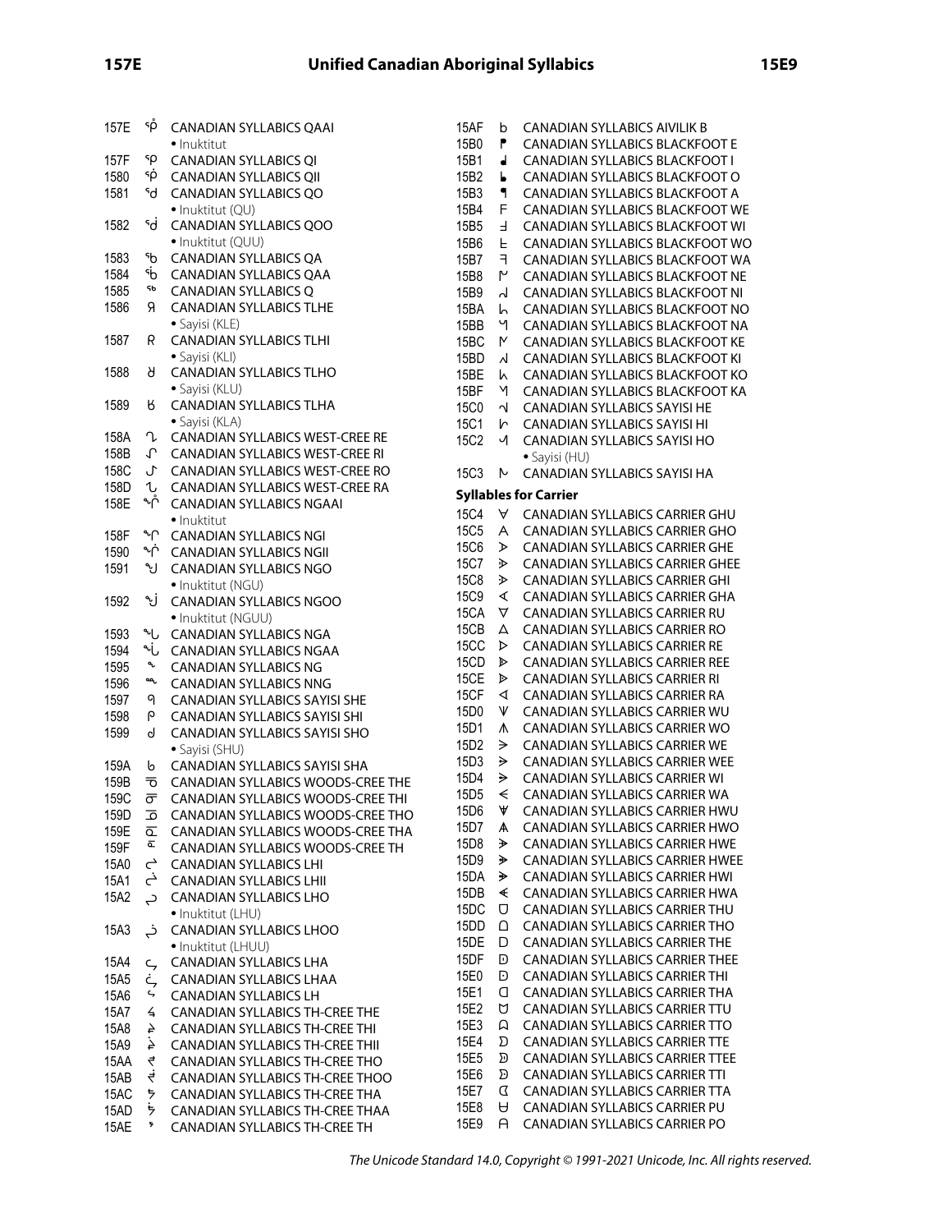157E ᕾ CANADIAN SYLLABICS QAAI
• Inuktitut

157F ᕿ CANADIAN SYLLABICS QI

1580 ᖀ CANADIAN SYLLABICS QII

1581 ᖁ CANADIAN SYLLABICS QO
• Inuktitut (QU)

1582 ᖂ CANADIAN SYLLABICS QOO
• Inuktitut (QUU)

1583 ᖃ CANADIAN SYLLABICS QA

1584 ᖄ CANADIAN SYLLABICS QAA

1585 ᖅ CANADIAN SYLLABICS Q

1586 ᖆ CANADIAN SYLLABICS TLHE
• Sayisi (KLE)

1587 ᖇ CANADIAN SYLLABICS TLHI
• Sayisi (KLI)

1588 ᖈ CANADIAN SYLLABICS TLHO
• Sayisi (KLU)

1589 ᖉ CANADIAN SYLLABICS TLHA
• Sayisi (KLA)

158A ᖊ CANADIAN SYLLABICS WEST-CREE RE

158B ᖋ CANADIAN SYLLABICS WEST-CREE RI

158C ᖌ CANADIAN SYLLABICS WEST-CREE RO

158D ᖍ CANADIAN SYLLABICS WEST-CREE RA

158E ᖎ CANADIAN SYLLABICS NGAAI
• Inuktitut

158F ᖏ CANADIAN SYLLABICS NGI

1590 ᖐ CANADIAN SYLLABICS NGII

1591 ᖑ CANADIAN SYLLABICS NGO
• Inuktitut (NGU)

1592 ᖒ CANADIAN SYLLABICS NGOO
• Inuktitut (NGUU)

1593 ᖓ CANADIAN SYLLABICS NGA

1594 ᖔ CANADIAN SYLLABICS NGAA

1595 ᖕ CANADIAN SYLLABICS NG

1596 ᖖ CANADIAN SYLLABICS NNG

1597 ᖗ CANADIAN SYLLABICS SAYISI SHE

1598 ᖘ CANADIAN SYLLABICS SAYISI SHI

1599 ᖙ CANADIAN SYLLABICS SAYISI SHO
• Sayisi (SHU)

159A ᖚ CANADIAN SYLLABICS SAYISI SHA

159B ᖛ CANADIAN SYLLABICS WOODS-CREE THE

159C ᖜ CANADIAN SYLLABICS WOODS-CREE THI

159D ᖝ CANADIAN SYLLABICS WOODS-CREE THO

159E ᖞ CANADIAN SYLLABICS WOODS-CREE THA

159F ᖟ CANADIAN SYLLABICS WOODS-CREE TH

15A0 ᖠ CANADIAN SYLLABICS LHI

15A1 ᖡ CANADIAN SYLLABICS LHII

15A2 ᖢ CANADIAN SYLLABICS LHO
• Inuktitut (LHU)

15A3 ᖣ CANADIAN SYLLABICS LHOO
• Inuktitut (LHUU)

15A4 ᖤ CANADIAN SYLLABICS LHA

15A5 ᖥ CANADIAN SYLLABICS LHAA

15A6 ᖦ CANADIAN SYLLABICS LH

15A7 ᖧ CANADIAN SYLLABICS TH-CREE THE

15A8 ᖨ CANADIAN SYLLABICS TH-CREE THI

15A9 ᖩ CANADIAN SYLLABICS TH-CREE THII

15AA ᖪ CANADIAN SYLLABICS TH-CREE THO

15AB ᖫ CANADIAN SYLLABICS TH-CREE THOO

15AC ᖬ CANADIAN SYLLABICS TH-CREE THA

15AD ᖭ CANADIAN SYLLABICS TH-CREE THAA

15AE ᖮ CANADIAN SYLLABICS TH-CREE TH

15AF ᖯ CANADIAN SYLLABICS AIVILIK B

15B0 ᖰ CANADIAN SYLLABICS BLACKFOOT E

15B1 ᖱ CANADIAN SYLLABICS BLACKFOOT I

15B2 ᖲ CANADIAN SYLLABICS BLACKFOOT O

15B3 ᖳ CANADIAN SYLLABICS BLACKFOOT A

15B4 ᖴ CANADIAN SYLLABICS BLACKFOOT WE

15B5 ᖵ CANADIAN SYLLABICS BLACKFOOT WI

15B6 ᖶ CANADIAN SYLLABICS BLACKFOOT WO

15B7 ᖷ CANADIAN SYLLABICS BLACKFOOT WA

15B8 ᖸ CANADIAN SYLLABICS BLACKFOOT NE

15B9 ᖹ CANADIAN SYLLABICS BLACKFOOT NI

15BA ᖺ CANADIAN SYLLABICS BLACKFOOT NO

15BB ᖻ CANADIAN SYLLABICS BLACKFOOT NA

15BC ᖼ CANADIAN SYLLABICS BLACKFOOT KE

15BD ᖽ CANADIAN SYLLABICS BLACKFOOT KI

15BE ᖾ CANADIAN SYLLABICS BLACKFOOT KO

15BF ᖿ CANADIAN SYLLABICS BLACKFOOT KA

15C0 ᗀ CANADIAN SYLLABICS SAYISI HE

15C1 ᗁ CANADIAN SYLLABICS SAYISI HI

15C2 ᗂ CANADIAN SYLLABICS SAYISI HO
• Sayisi (HU)

15C3 ᗃ CANADIAN SYLLABICS SAYISI HA

**Syllables for Carrier**

15C4 ᗄ CANADIAN SYLLABICS CARRIER GHU

15C5 ᗅ CANADIAN SYLLABICS CARRIER GHO

15C6 ᗆ CANADIAN SYLLABICS CARRIER GHE

15C7 ᗇ CANADIAN SYLLABICS CARRIER GHEE

15C8 ᗈ CANADIAN SYLLABICS CARRIER GHI

15C9 ᗉ CANADIAN SYLLABICS CARRIER GHA

15CA ᗊ CANADIAN SYLLABICS CARRIER RU

15CB ᗋ CANADIAN SYLLABICS CARRIER RO

15CC ᗌ CANADIAN SYLLABICS CARRIER RE

15CD ᗍ CANADIAN SYLLABICS CARRIER REE

15CE ᗎ CANADIAN SYLLABICS CARRIER RI

15CF ᗏ CANADIAN SYLLABICS CARRIER RA

15D0 ᗐ CANADIAN SYLLABICS CARRIER WU

15D1 ᗑ CANADIAN SYLLABICS CARRIER WO

15D2 ᗒ CANADIAN SYLLABICS CARRIER WE

15D3 ᗓ CANADIAN SYLLABICS CARRIER WEE

15D4 ᗔ CANADIAN SYLLABICS CARRIER WI

15D5 ᗕ CANADIAN SYLLABICS CARRIER WA

15D6 ᗖ CANADIAN SYLLABICS CARRIER HWU

15D7 ᗗ CANADIAN SYLLABICS CARRIER HWO

15D8 ᗘ CANADIAN SYLLABICS CARRIER HWE

15D9 ᗙ CANADIAN SYLLABICS CARRIER HWEE

15DA ᗚ CANADIAN SYLLABICS CARRIER HWI

15DB ᗛ CANADIAN SYLLABICS CARRIER HWA

15DC ᗜ CANADIAN SYLLABICS CARRIER THU

15DD ᗝ CANADIAN SYLLABICS CARRIER THO

15DE ᗞ CANADIAN SYLLABICS CARRIER THE

15DF ᗟ CANADIAN SYLLABICS CARRIER THEE

15E0 ᗠ CANADIAN SYLLABICS CARRIER THI

15E1 ᗡ CANADIAN SYLLABICS CARRIER THA

15E2 ᗢ CANADIAN SYLLABICS CARRIER TTU

15E3 ᗣ CANADIAN SYLLABICS CARRIER TTO

15E4 ᗤ CANADIAN SYLLABICS CARRIER TTE

15E5 ᗥ CANADIAN SYLLABICS CARRIER TTEE

15E6 ᗦ CANADIAN SYLLABICS CARRIER TTI

15E7 ᗧ CANADIAN SYLLABICS CARRIER TTA

15E8 ᗨ CANADIAN SYLLABICS CARRIER PU

15E9 ᗩ CANADIAN SYLLABICS CARRIER PO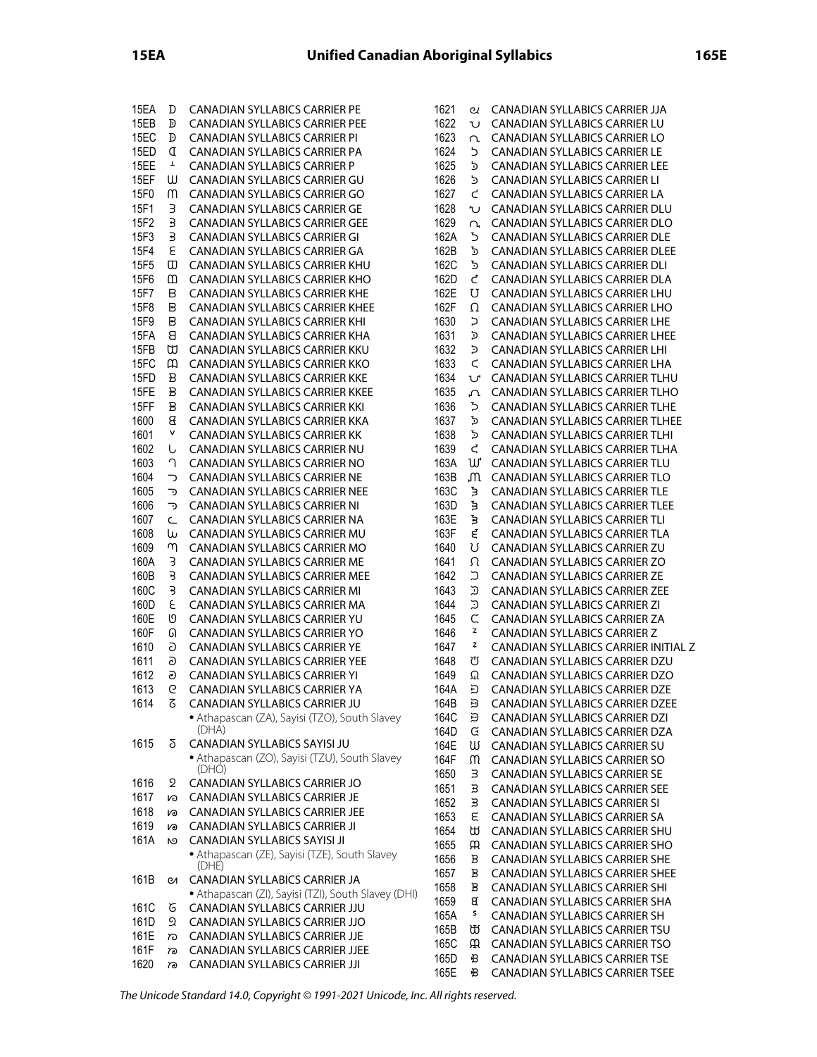15EA ᗪ CANADIAN SYLLABICS CARRIER PE
15EB ᗫ CANADIAN SYLLABICS CARRIER PEE
15EC ᗬ CANADIAN SYLLABICS CARRIER PI
15ED ᗭ CANADIAN SYLLABICS CARRIER PA
15EE ᗮ CANADIAN SYLLABICS CARRIER P
15EF ᗯ CANADIAN SYLLABICS CARRIER GU
15F0 ᗰ CANADIAN SYLLABICS CARRIER GO
15F1 ᗱ CANADIAN SYLLABICS CARRIER GE
15F2 ᗲ CANADIAN SYLLABICS CARRIER GEE
15F3 ᗳ CANADIAN SYLLABICS CARRIER GI
15F4 ᗴ CANADIAN SYLLABICS CARRIER GA
15F5 ᗵ CANADIAN SYLLABICS CARRIER KHU
15F6 ᗶ CANADIAN SYLLABICS CARRIER KHO
15F7 ᗷ CANADIAN SYLLABICS CARRIER KHE
15F8 ᗸ CANADIAN SYLLABICS CARRIER KHEE
15F9 ᗹ CANADIAN SYLLABICS CARRIER KHI
15FA ᗺ CANADIAN SYLLABICS CARRIER KHA
15FB ᗻ CANADIAN SYLLABICS CARRIER KKU
15FC ᗼ CANADIAN SYLLABICS CARRIER KKO
15FD ᗽ CANADIAN SYLLABICS CARRIER KKE
15FE ᗾ CANADIAN SYLLABICS CARRIER KKEE
15FF ᗿ CANADIAN SYLLABICS CARRIER KKI
1600 ᘀ CANADIAN SYLLABICS CARRIER KKA
1601 ᘁ CANADIAN SYLLABICS CARRIER KK
1602 ᘂ CANADIAN SYLLABICS CARRIER NU
1603 ᘃ CANADIAN SYLLABICS CARRIER NO
1604 ᘄ CANADIAN SYLLABICS CARRIER NE
1605 ᘅ CANADIAN SYLLABICS CARRIER NEE
1606 ᘆ CANADIAN SYLLABICS CARRIER NI
1607 ᘇ CANADIAN SYLLABICS CARRIER NA
1608 ᘈ CANADIAN SYLLABICS CARRIER MU
1609 ᘉ CANADIAN SYLLABICS CARRIER MO
160A ᘊ CANADIAN SYLLABICS CARRIER ME
160B ᘋ CANADIAN SYLLABICS CARRIER MEE
160C ᘌ CANADIAN SYLLABICS CARRIER MI
160D ᘍ CANADIAN SYLLABICS CARRIER MA
160E ᘎ CANADIAN SYLLABICS CARRIER YU
160F ᘏ CANADIAN SYLLABICS CARRIER YO
1610 ᘐ CANADIAN SYLLABICS CARRIER YE
1611 ᘑ CANADIAN SYLLABICS CARRIER YEE
1612 ᘒ CANADIAN SYLLABICS CARRIER YI
1613 ᘓ CANADIAN SYLLABICS CARRIER YA
1614 ᘔ CANADIAN SYLLABICS CARRIER JU
- Athapascan (ZA), Sayisi (TZO), South Slavey (DHA)

1615 ᘕ CANADIAN SYLLABICS SAYISI JU
- Athapascan (ZO), Sayisi (TZU), South Slavey (DHO)

1616 ᘖ CANADIAN SYLLABICS CARRIER JO
1617 ᘗ CANADIAN SYLLABICS CARRIER JE
1618 ᘘ CANADIAN SYLLABICS CARRIER JEE
1619 ᘙ CANADIAN SYLLABICS CARRIER JI
161A ᘚ CANADIAN SYLLABICS SAYISI JI
- Athapascan (ZE), Sayisi (TZE), South Slavey (DHE)

161B ᘛ CANADIAN SYLLABICS CARRIER JA
- Athapascan (ZI), Sayisi (TZI), South Slavey (DHI)

161C ᘜ CANADIAN SYLLABICS CARRIER JJU
161D ᘝ CANADIAN SYLLABICS CARRIER JJO
161E ᘞ CANADIAN SYLLABICS CARRIER JJE
161F ᘟ CANADIAN SYLLABICS CARRIER JJEE
1620 ᘠ CANADIAN SYLLABICS CARRIER JJI
1621 ᘡ CANADIAN SYLLABICS CARRIER JJA
1622 ᘢ CANADIAN SYLLABICS CARRIER LU
1623 ᘣ CANADIAN SYLLABICS CARRIER LO
1624 ᘤ CANADIAN SYLLABICS CARRIER LE
1625 ᘥ CANADIAN SYLLABICS CARRIER LEE
1626 ᘦ CANADIAN SYLLABICS CARRIER LI
1627 ᘧ CANADIAN SYLLABICS CARRIER LA
1628 ᘨ CANADIAN SYLLABICS CARRIER DLU
1629 ᘩ CANADIAN SYLLABICS CARRIER DLO
162A ᘪ CANADIAN SYLLABICS CARRIER DLE
162B ᘫ CANADIAN SYLLABICS CARRIER DLEE
162C ᘬ CANADIAN SYLLABICS CARRIER DLI
162D ᘭ CANADIAN SYLLABICS CARRIER DLA
162E ᘮ CANADIAN SYLLABICS CARRIER LHU
162F ᘯ CANADIAN SYLLABICS CARRIER LHO
1630 ᘰ CANADIAN SYLLABICS CARRIER LHE
1631 ᘱ CANADIAN SYLLABICS CARRIER LHEE
1632 ᘲ CANADIAN SYLLABICS CARRIER LHI
1633 ᘳ CANADIAN SYLLABICS CARRIER LHA
1634 ᘴ CANADIAN SYLLABICS CARRIER TLHU
1635 ᘵ CANADIAN SYLLABICS CARRIER TLHO
1636 ᘶ CANADIAN SYLLABICS CARRIER TLHE
1637 ᘷ CANADIAN SYLLABICS CARRIER TLHEE
1638 ᘸ CANADIAN SYLLABICS CARRIER TLHI
1639 ᘹ CANADIAN SYLLABICS CARRIER TLHA
163A ᘺ CANADIAN SYLLABICS CARRIER TLU
163B ᘻ CANADIAN SYLLABICS CARRIER TLO
163C ᘼ CANADIAN SYLLABICS CARRIER TLE
163D ᘽ CANADIAN SYLLABICS CARRIER TLEE
163E ᘾ CANADIAN SYLLABICS CARRIER TLI
163F ᘿ CANADIAN SYLLABICS CARRIER TLA
1640 ᙀ CANADIAN SYLLABICS CARRIER ZU
1641 ᙁ CANADIAN SYLLABICS CARRIER ZO
1642 ᙂ CANADIAN SYLLABICS CARRIER ZE
1643 ᙃ CANADIAN SYLLABICS CARRIER ZEE
1644 ᙄ CANADIAN SYLLABICS CARRIER ZI
1645 ᙅ CANADIAN SYLLABICS CARRIER ZA
1646 ᙆ CANADIAN SYLLABICS CARRIER Z
1647 ᙇ CANADIAN SYLLABICS CARRIER INITIAL Z
1648 ᙈ CANADIAN SYLLABICS CARRIER DZU
1649 ᙉ CANADIAN SYLLABICS CARRIER DZO
164A ᙊ CANADIAN SYLLABICS CARRIER DZE
164B ᙋ CANADIAN SYLLABICS CARRIER DZEE
164C ᙌ CANADIAN SYLLABICS CARRIER DZI
164D ᙍ CANADIAN SYLLABICS CARRIER DZA
164E ᙎ CANADIAN SYLLABICS CARRIER SU
164F ᙏ CANADIAN SYLLABICS CARRIER SO
1650 ᙐ CANADIAN SYLLABICS CARRIER SE
1651 ᙑ CANADIAN SYLLABICS CARRIER SEE
1652 ᙒ CANADIAN SYLLABICS CARRIER SI
1653 ᙓ CANADIAN SYLLABICS CARRIER SA
1654 ᙔ CANADIAN SYLLABICS CARRIER SHU
1655 ᙕ CANADIAN SYLLABICS CARRIER SHO
1656 ᙖ CANADIAN SYLLABICS CARRIER SHE
1657 ᙗ CANADIAN SYLLABICS CARRIER SHEE
1658 ᙘ CANADIAN SYLLABICS CARRIER SHI
1659 ᙙ CANADIAN SYLLABICS CARRIER SHA
165A ᙚ CANADIAN SYLLABICS CARRIER SH
165B ᙛ CANADIAN SYLLABICS CARRIER TSU
165C ᙜ CANADIAN SYLLABICS CARRIER TSO
165D ᙝ CANADIAN SYLLABICS CARRIER TSE
165E ᙞ CANADIAN SYLLABICS CARRIER TSEE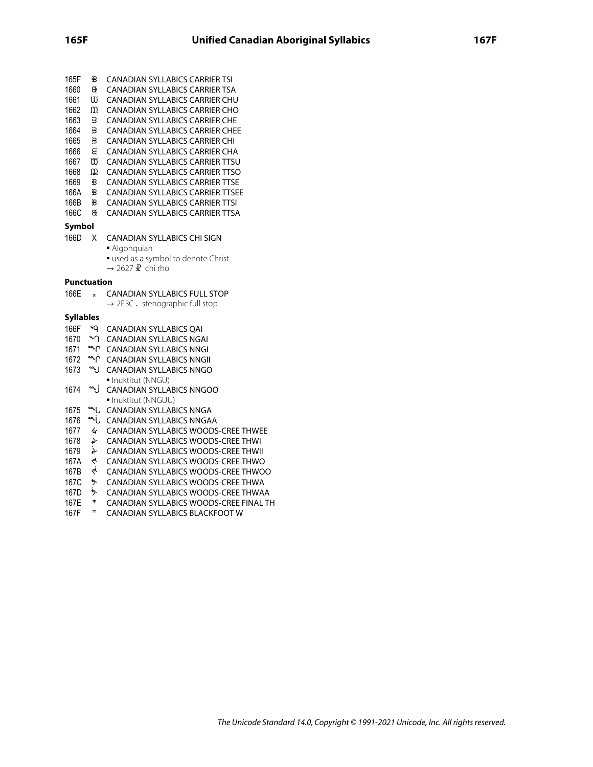165F ᙟ CANADIAN SYLLABICS CARRIER TSI
1660 ᙠ CANADIAN SYLLABICS CARRIER TSA
1661 ᙡ CANADIAN SYLLABICS CARRIER CHU
1662 ᙢ CANADIAN SYLLABICS CARRIER CHO
1663 ᙣ CANADIAN SYLLABICS CARRIER CHE
1664 ᙤ CANADIAN SYLLABICS CARRIER CHEE
1665 ᙥ CANADIAN SYLLABICS CARRIER CHI
1666 ᙦ CANADIAN SYLLABICS CARRIER CHA
1667 ᙧ CANADIAN SYLLABICS CARRIER TTSU
1668 ᙨ CANADIAN SYLLABICS CARRIER TTSO
1669 ᙩ CANADIAN SYLLABICS CARRIER TTSE
166A ᙪ CANADIAN SYLLABICS CARRIER TTSEE
166B ᙫ CANADIAN SYLLABICS CARRIER TTSI
166C ᙬ CANADIAN SYLLABICS CARRIER TTSA

**Symbol**

166D ᙭ CANADIAN SYLLABICS CHI SIGN
- Algonquian
- used as a symbol to denote Christ

→ 2627 ☧ chi rho

**Punctuation**

166E ᙮ CANADIAN SYLLABICS FULL STOP
→ 2E3C ⸼ stenographic full stop

**Syllables**

166F ᙯ CANADIAN SYLLABICS QAI
1670 ᙰ CANADIAN SYLLABICS NGAI
1671 ᙱ CANADIAN SYLLABICS NNGI
1672 ᙲ CANADIAN SYLLABICS NNGII
1673 ᙳ CANADIAN SYLLABICS NNGO
- Inuktitut (NNGU)

1674 ᙴ CANADIAN SYLLABICS NNGOO
- Inuktitut (NNGUU)

1675 ᙵ CANADIAN SYLLABICS NNGA
1676 ᙶ CANADIAN SYLLABICS NNGAA
1677 ᙷ CANADIAN SYLLABICS WOODS-CREE THWEE
1678 ᙸ CANADIAN SYLLABICS WOODS-CREE THWI
1679 ᙹ CANADIAN SYLLABICS WOODS-CREE THWII
167A ᙺ CANADIAN SYLLABICS WOODS-CREE THWO
167B ᙻ CANADIAN SYLLABICS WOODS-CREE THWOO
167C ᙼ CANADIAN SYLLABICS WOODS-CREE THWA
167D ᙽ CANADIAN SYLLABICS WOODS-CREE THWAA
167E ᙾ CANADIAN SYLLABICS WOODS-CREE FINAL TH
167F ᙿ CANADIAN SYLLABICS BLACKFOOT W